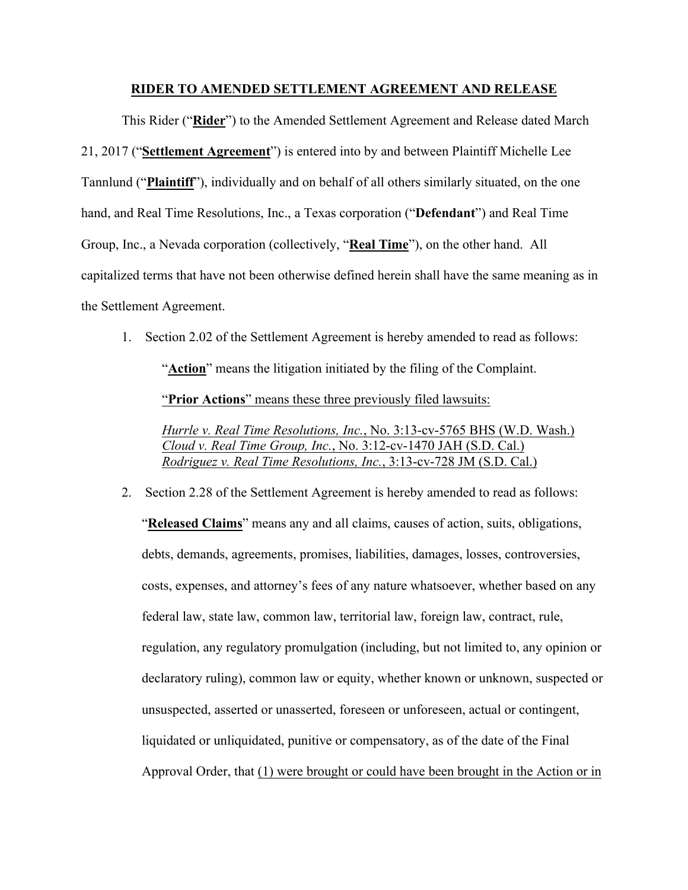**RIDER TO AMENDED SETTLEMENT AGREEMENT AND RELEASE**

This Rider ("**Rider**") to the Amended Settlement Agreement and Release dated March 21, 2017 ("**Settlement Agreement**") is entered into by and between Plaintiff Michelle Lee Tannlund ("**Plaintiff**"), individually and on behalf of all others similarly situated, on the one hand, and Real Time Resolutions, Inc., a Texas corporation ("**Defendant**") and Real Time Group, Inc., a Nevada corporation (collectively, "**Real Time**"), on the other hand. All capitalized terms that have not been otherwise defined herein shall have the same meaning as in the Settlement Agreement.

1. Section 2.02 of the Settlement Agreement is hereby amended to read as follows:

   "**Action**" means the litigation initiated by the filing of the Complaint.

   "**Prior Actions**" means these three previously filed lawsuits:

   *Hurrle v. Real Time Resolutions, Inc.*, No. 3:13-cv-5765 BHS (W.D. Wash.)
   *Cloud v. Real Time Group, Inc.*, No. 3:12-cv-1470 JAH (S.D. Cal.)
   *Rodriguez v. Real Time Resolutions, Inc.*, 3:13-cv-728 JM (S.D. Cal.)

2. Section 2.28 of the Settlement Agreement is hereby amended to read as follows:

   "**Released Claims**" means any and all claims, causes of action, suits, obligations, debts, demands, agreements, promises, liabilities, damages, losses, controversies, costs, expenses, and attorney's fees of any nature whatsoever, whether based on any federal law, state law, common law, territorial law, foreign law, contract, rule, regulation, any regulatory promulgation (including, but not limited to, any opinion or declaratory ruling), common law or equity, whether known or unknown, suspected or unsuspected, asserted or unasserted, foreseen or unforeseen, actual or contingent, liquidated or unliquidated, punitive or compensatory, as of the date of the Final Approval Order, that (1) were brought or could have been brought in the Action or in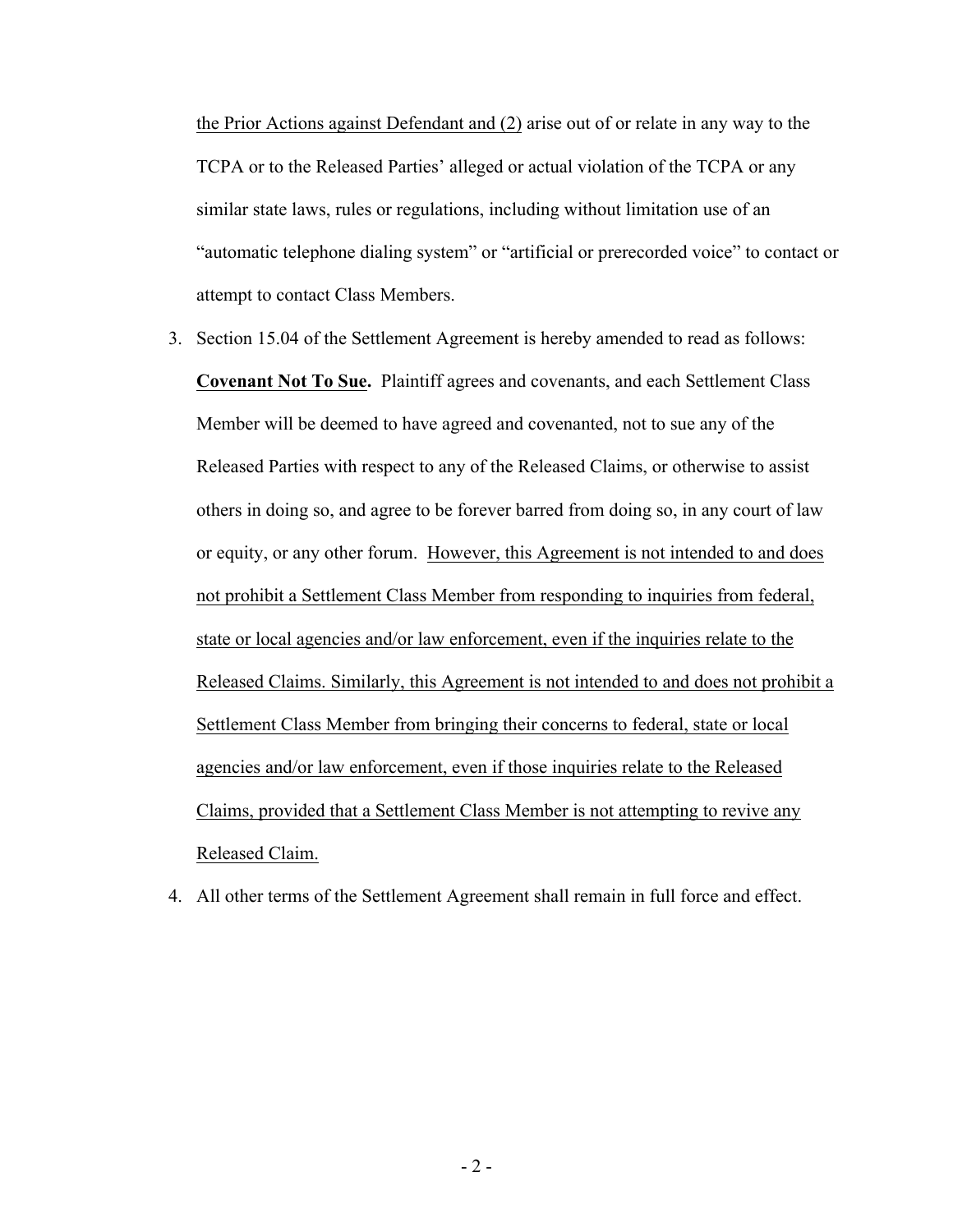the Prior Actions against Defendant and (2) arise out of or relate in any way to the TCPA or to the Released Parties' alleged or actual violation of the TCPA or any similar state laws, rules or regulations, including without limitation use of an "automatic telephone dialing system" or "artificial or prerecorded voice" to contact or attempt to contact Class Members.

3. Section 15.04 of the Settlement Agreement is hereby amended to read as follows: **Covenant Not To Sue.** Plaintiff agrees and covenants, and each Settlement Class Member will be deemed to have agreed and covenanted, not to sue any of the Released Parties with respect to any of the Released Claims, or otherwise to assist others in doing so, and agree to be forever barred from doing so, in any court of law or equity, or any other forum. However, this Agreement is not intended to and does not prohibit a Settlement Class Member from responding to inquiries from federal, state or local agencies and/or law enforcement, even if the inquiries relate to the Released Claims. Similarly, this Agreement is not intended to and does not prohibit a Settlement Class Member from bringing their concerns to federal, state or local agencies and/or law enforcement, even if those inquiries relate to the Released Claims, provided that a Settlement Class Member is not attempting to revive any Released Claim.

4. All other terms of the Settlement Agreement shall remain in full force and effect.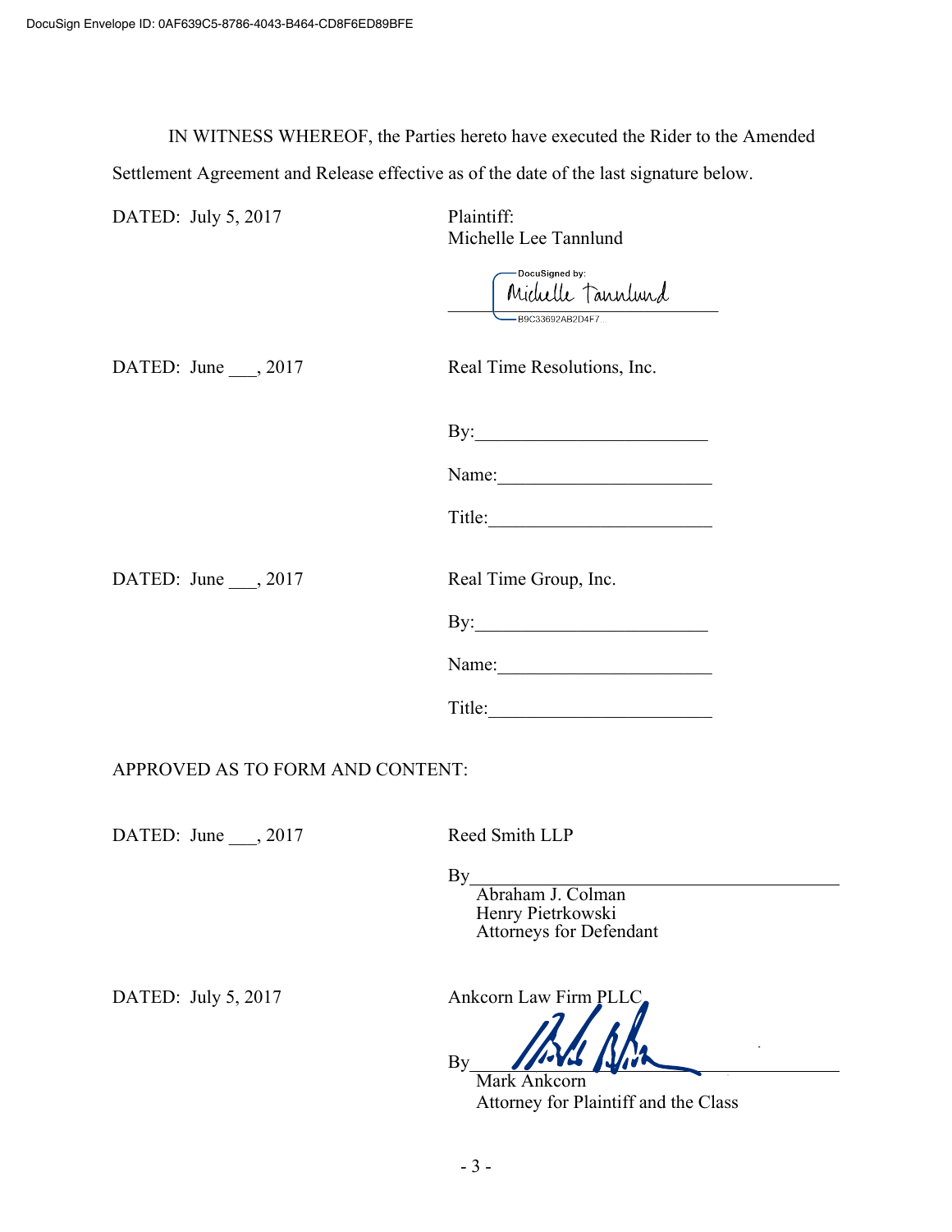IN WITNESS WHEREOF, the Parties hereto have executed the Rider to the Amended Settlement Agreement and Release effective as of the date of the last signature below.

DATED: July 5, 2017

Plaintiff:
Michelle Lee Tannlund

DocuSigned by:
Michelle Tannlund
B9C33692AB2D4F7...

DATED: June ___, 2017

Real Time Resolutions, Inc.

By:________________________

Name:______________________

Title:_______________________

DATED: June ___, 2017

Real Time Group, Inc.

By:________________________

Name:______________________

Title:_______________________

APPROVED AS TO FORM AND CONTENT:

DATED: June ___, 2017

Reed Smith LLP

By________________________________________
Abraham J. Colman
Henry Pietrkowski
Attorneys for Defendant

DATED: July 5, 2017

Ankcorn Law Firm PLLC

By________________________________________
Mark Ankcorn
Attorney for Plaintiff and the Class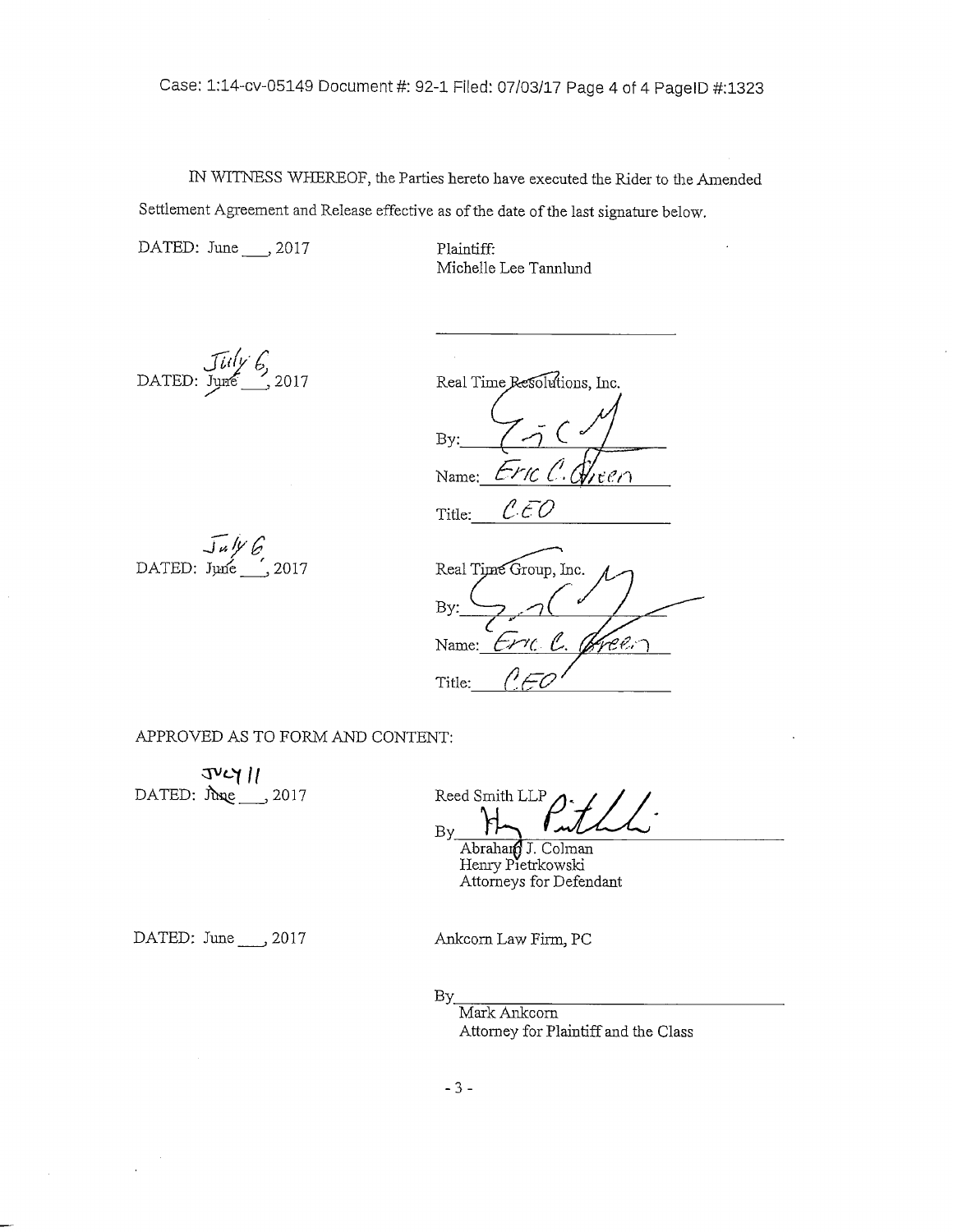IN WITNESS WHEREOF, the Parties hereto have executed the Rider to the Amended Settlement Agreement and Release effective as of the date of the last signature below.

DATED: June ___, 2017

Plaintiff:
Michelle Lee Tannlund

______________________________

DATED: ~~June~~ July 6, 2017

Real Time Resolutions, Inc.

By: ______________________________

Name: Eric C. Green

Title: CEO

DATED: ~~June~~ July 6, 2017

Real Time Group, Inc.

By: ______________________________

Name: Eric C. Green

Title: CEO

APPROVED AS TO FORM AND CONTENT:

DATED: ~~June~~ July 11, 2017

Reed Smith LLP

By ______________________________
Abraham J. Colman
Henry Pietrkowski
Attorneys for Defendant

DATED: June ___, 2017

Ankcorn Law Firm, PC

By ______________________________
Mark Ankcorn
Attorney for Plaintiff and the Class